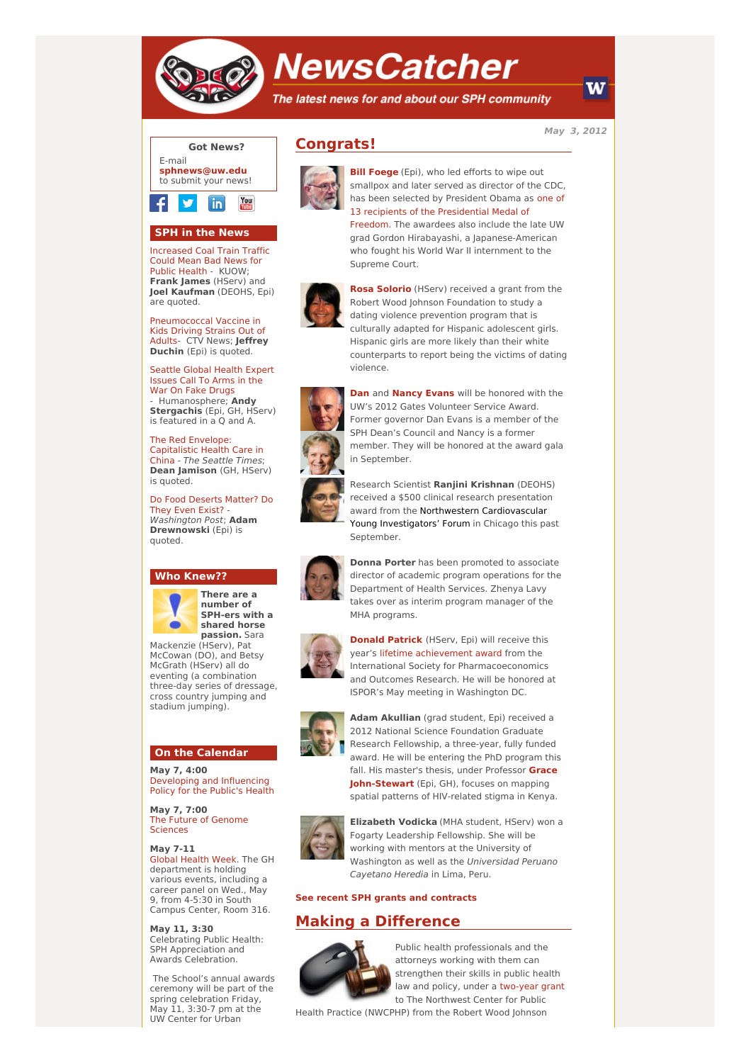# NewsCatcher

*The latest news for and about our SPH community*

May 3, 2012

**Got News?**

E-mail **sphnews@uw.edu** to submit your news!

## SPH in the News

Increased Coal Train Traffic Could Mean Bad News for Public Health - KUOW; **Frank James** (HServ) and **Joel Kaufman** (DEOHS, Epi) are quoted.

Pneumococcal Vaccine in Kids Driving Strains Out of Adults- CTV News; **Jeffrey Duchin** (Epi) is quoted.

Seattle Global Health Expert Issues Call To Arms in the War On Fake Drugs - Humanosphere; **Andy Stergachis** (Epi, GH, HServ) is featured in a Q and A.

The Red Envelope: Capitalistic Health Care in China - *The Seattle Times*; **Dean Jamison** (GH, HServ) is quoted.

Do Food Deserts Matter? Do They Even Exist? - *Washington Post*; **Adam Drewnowski** (Epi) is quoted.

## Who Knew??

**There are a number of SPH-ers with a shared horse passion.** Sara Mackenzie (HServ), Pat McCowan (DO), and Betsy McGrath (HServ) all do eventing (a combination three-day series of dressage, cross country jumping and stadium jumping).

## On the Calendar

**May 7, 4:00**
Developing and Influencing Policy for the Public's Health

**May 7, 7:00**
The Future of Genome Sciences

**May 7-11**
Global Health Week. The GH department is holding various events, including a career panel on Wed., May 9, from 4-5:30 in South Campus Center, Room 316.

**May 11, 3:30**
Celebrating Public Health: SPH Appreciation and Awards Celebration.

The School's annual awards ceremony will be part of the spring celebration Friday, May 11, 3:30-7 pm at the UW Center for Urban

## Congrats!

**Bill Foege** (Epi), who led efforts to wipe out smallpox and later served as director of the CDC, has been selected by President Obama as one of 13 recipients of the Presidential Medal of Freedom. The awardees also include the late UW grad Gordon Hirabayashi, a Japanese-American who fought his World War II internment to the Supreme Court.

**Rosa Solorio** (HServ) received a grant from the Robert Wood Johnson Foundation to study a dating violence prevention program that is culturally adapted for Hispanic adolescent girls. Hispanic girls are more likely than their white counterparts to report being the victims of dating violence.

**Dan** and **Nancy Evans** will be honored with the UW's 2012 Gates Volunteer Service Award. Former governor Dan Evans is a member of the SPH Dean's Council and Nancy is a former member. They will be honored at the award gala in September.

Research Scientist **Ranjini Krishnan** (DEOHS) received a $500 clinical research presentation award from the Northwestern Cardiovascular Young Investigators' Forum in Chicago this past September.

**Donna Porter** has been promoted to associate director of academic program operations for the Department of Health Services. Zhenya Lavy takes over as interim program manager of the MHA programs.

**Donald Patrick** (HServ, Epi) will receive this year's lifetime achievement award from the International Society for Pharmacoeconomics and Outcomes Research. He will be honored at ISPOR's May meeting in Washington DC.

**Adam Akullian** (grad student, Epi) received a 2012 National Science Foundation Graduate Research Fellowship, a three-year, fully funded award. He will be entering the PhD program this fall. His master's thesis, under Professor **Grace John-Stewart** (Epi, GH), focuses on mapping spatial patterns of HIV-related stigma in Kenya.

**Elizabeth Vodicka** (MHA student, HServ) won a Fogarty Leadership Fellowship. She will be working with mentors at the University of Washington as well as the *Universidad Peruano Cayetano Heredia* in Lima, Peru.

**See recent SPH grants and contracts**

## Making a Difference

Public health professionals and the attorneys working with them can strengthen their skills in public health law and policy, under a two-year grant to The Northwest Center for Public Health Practice (NWCPHP) from the Robert Wood Johnson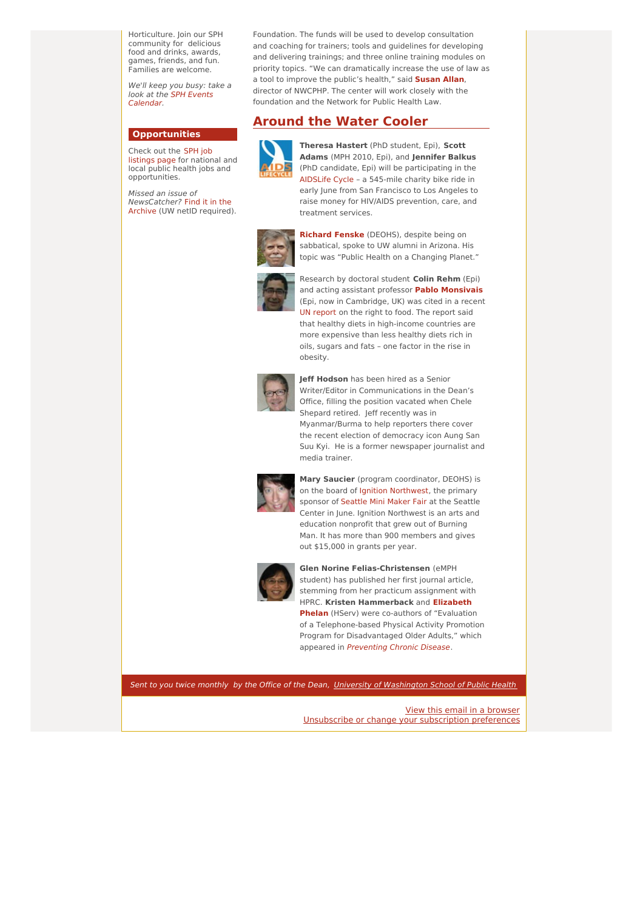Horticulture. Join our SPH community for delicious food and drinks, awards, games, friends, and fun. Families are welcome.

*We'll keep you busy: take a look at the SPH Events Calendar.*

## Opportunities

Check out the SPH job listings page for national and local public health jobs and opportunities.

*Missed an issue of NewsCatcher?* Find it in the Archive (UW netID required).

Foundation. The funds will be used to develop consultation and coaching for trainers; tools and guidelines for developing and delivering trainings; and three online training modules on priority topics. "We can dramatically increase the use of law as a tool to improve the public's health," said **Susan Allan**, director of NWCPHP. The center will work closely with the foundation and the Network for Public Health Law.

## Around the Water Cooler

**Theresa Hastert** (PhD student, Epi), **Scott Adams** (MPH 2010, Epi), and **Jennifer Balkus** (PhD candidate, Epi) will be participating in the AIDSLife Cycle – a 545-mile charity bike ride in early June from San Francisco to Los Angeles to raise money for HIV/AIDS prevention, care, and treatment services.

**Richard Fenske** (DEOHS), despite being on sabbatical, spoke to UW alumni in Arizona. His topic was "Public Health on a Changing Planet."

Research by doctoral student **Colin Rehm** (Epi) and acting assistant professor **Pablo Monsivais** (Epi, now in Cambridge, UK) was cited in a recent UN report on the right to food. The report said that healthy diets in high-income countries are more expensive than less healthy diets rich in oils, sugars and fats – one factor in the rise in obesity.

**Jeff Hodson** has been hired as a Senior Writer/Editor in Communications in the Dean's Office, filling the position vacated when Chele Shepard retired. Jeff recently was in Myanmar/Burma to help reporters there cover the recent election of democracy icon Aung San Suu Kyi. He is a former newspaper journalist and media trainer.

**Mary Saucier** (program coordinator, DEOHS) is on the board of Ignition Northwest, the primary sponsor of Seattle Mini Maker Fair at the Seattle Center in June. Ignition Northwest is an arts and education nonprofit that grew out of Burning Man. It has more than 900 members and gives out $15,000 in grants per year.

**Glen Norine Felias-Christensen** (eMPH student) has published her first journal article, stemming from her practicum assignment with HPRC. **Kristen Hammerback** and **Elizabeth Phelan** (HServ) were co-authors of "Evaluation of a Telephone-based Physical Activity Promotion Program for Disadvantaged Older Adults," which appeared in *Preventing Chronic Disease*.

*Sent to you twice monthly by the Office of the Dean, University of Washington School of Public Health*

View this email in a browser
Unsubscribe or change your subscription preferences